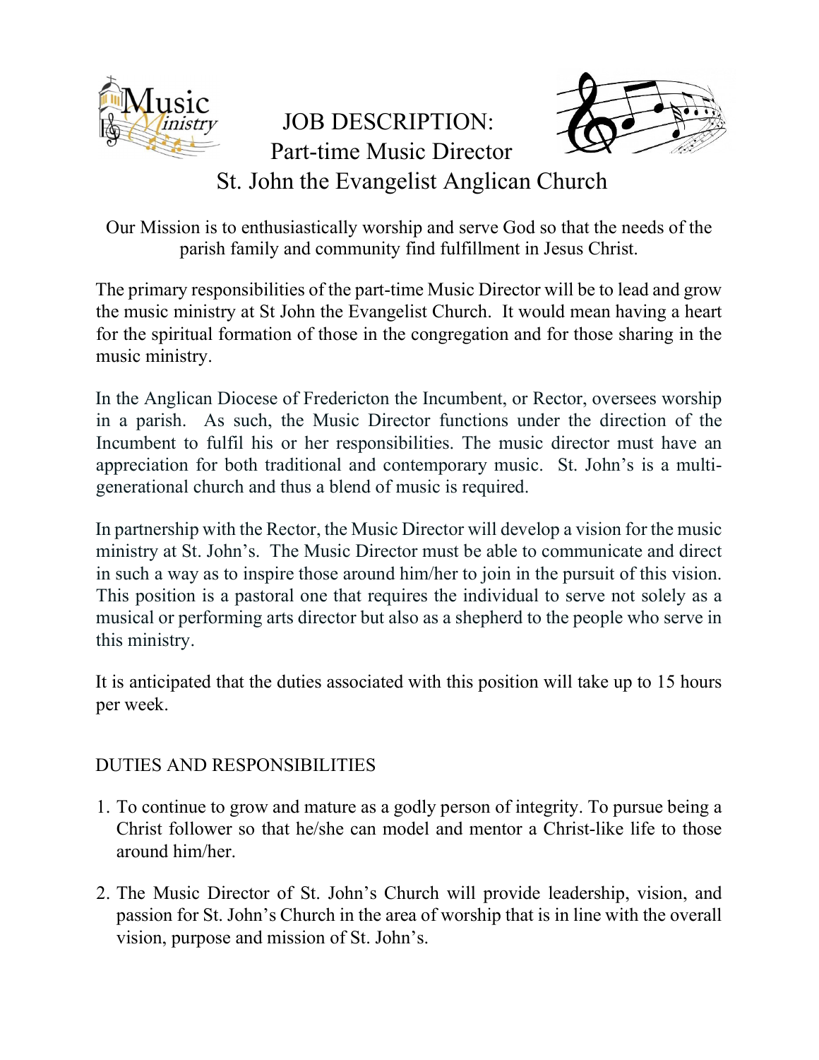# JOB DESCRIPTION:
## Part-time Music Director
## St. John the Evangelist Anglican Church

Our Mission is to enthusiastically worship and serve God so that the needs of the parish family and community find fulfillment in Jesus Christ.

The primary responsibilities of the part-time Music Director will be to lead and grow the music ministry at St John the Evangelist Church. It would mean having a heart for the spiritual formation of those in the congregation and for those sharing in the music ministry.

In the Anglican Diocese of Fredericton the Incumbent, or Rector, oversees worship in a parish. As such, the Music Director functions under the direction of the Incumbent to fulfil his or her responsibilities. The music director must have an appreciation for both traditional and contemporary music. St. John's is a multi-generational church and thus a blend of music is required.

In partnership with the Rector, the Music Director will develop a vision for the music ministry at St. John's. The Music Director must be able to communicate and direct in such a way as to inspire those around him/her to join in the pursuit of this vision. This position is a pastoral one that requires the individual to serve not solely as a musical or performing arts director but also as a shepherd to the people who serve in this ministry.

It is anticipated that the duties associated with this position will take up to 15 hours per week.

## DUTIES AND RESPONSIBILITIES

1. To continue to grow and mature as a godly person of integrity. To pursue being a Christ follower so that he/she can model and mentor a Christ-like life to those around him/her.

2. The Music Director of St. John's Church will provide leadership, vision, and passion for St. John's Church in the area of worship that is in line with the overall vision, purpose and mission of St. John's.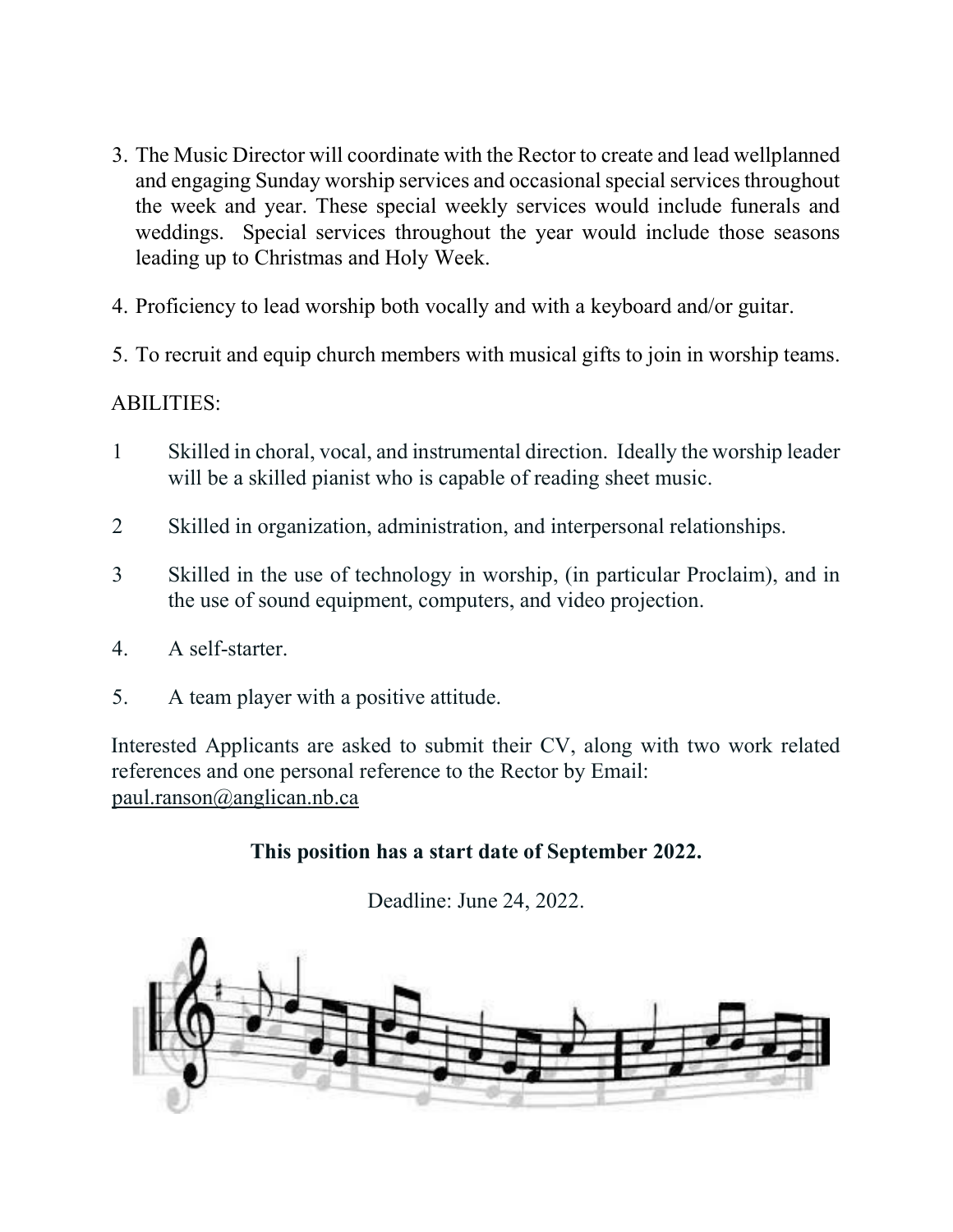3. The Music Director will coordinate with the Rector to create and lead wellplanned and engaging Sunday worship services and occasional special services throughout the week and year. These special weekly services would include funerals and weddings. Special services throughout the year would include those seasons leading up to Christmas and Holy Week.

4. Proficiency to lead worship both vocally and with a keyboard and/or guitar.

5. To recruit and equip church members with musical gifts to join in worship teams.

ABILITIES:

1 Skilled in choral, vocal, and instrumental direction. Ideally the worship leader will be a skilled pianist who is capable of reading sheet music.

2 Skilled in organization, administration, and interpersonal relationships.

3 Skilled in the use of technology in worship, (in particular Proclaim), and in the use of sound equipment, computers, and video projection.

4. A self-starter.

5. A team player with a positive attitude.

Interested Applicants are asked to submit their CV, along with two work related references and one personal reference to the Rector by Email: paul.ranson@anglican.nb.ca

**This position has a start date of September 2022.**

Deadline: June 24, 2022.